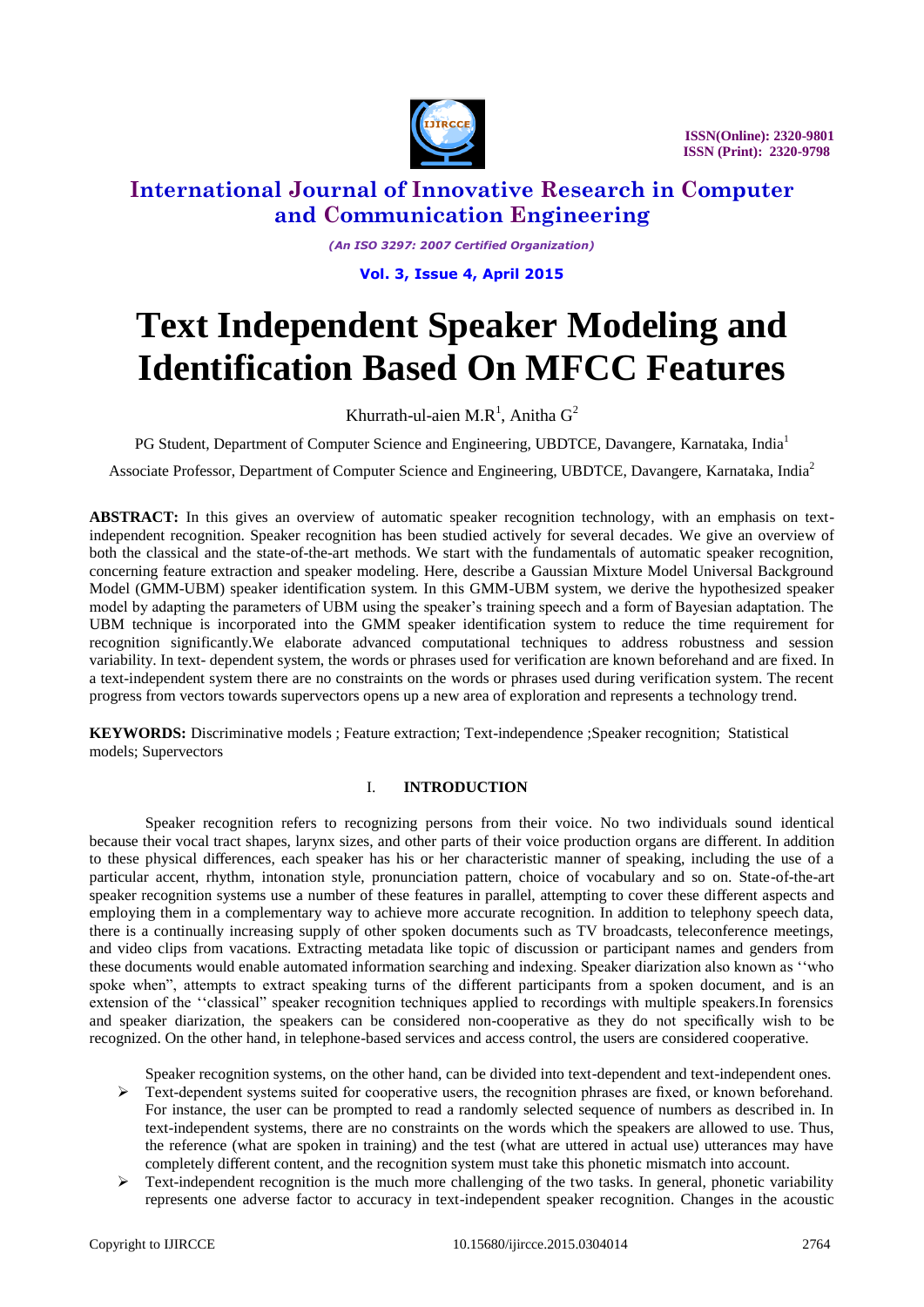# Text Independent Speaker Modeling and Identification Based On MFCC Features

Khurrath-ul-aien M.R[1], Anitha G[2]

PG Student, Department of Computer Science and Engineering, UBDTCE, Davangere, Karnataka, India[1]

Associate Professor, Department of Computer Science and Engineering, UBDTCE, Davangere, Karnataka, India[2]

**ABSTRACT:** In this gives an overview of automatic speaker recognition technology, with an emphasis on text-independent recognition. Speaker recognition has been studied actively for several decades. We give an overview of both the classical and the state-of-the-art methods. We start with the fundamentals of automatic speaker recognition, concerning feature extraction and speaker modeling. Here, describe a Gaussian Mixture Model Universal Background Model (GMM-UBM) speaker identification system. In this GMM-UBM system, we derive the hypothesized speaker model by adapting the parameters of UBM using the speaker's training speech and a form of Bayesian adaptation. The UBM technique is incorporated into the GMM speaker identification system to reduce the time requirement for recognition significantly.We elaborate advanced computational techniques to address robustness and session variability. In text- dependent system, the words or phrases used for verification are known beforehand and are fixed. In a text-independent system there are no constraints on the words or phrases used during verification system. The recent progress from vectors towards supervectors opens up a new area of exploration and represents a technology trend.

**KEYWORDS:** Discriminative models ; Feature extraction; Text-independence ;Speaker recognition; Statistical models; Supervectors

## I. INTRODUCTION

Speaker recognition refers to recognizing persons from their voice. No two individuals sound identical because their vocal tract shapes, larynx sizes, and other parts of their voice production organs are different. In addition to these physical differences, each speaker has his or her characteristic manner of speaking, including the use of a particular accent, rhythm, intonation style, pronunciation pattern, choice of vocabulary and so on. State-of-the-art speaker recognition systems use a number of these features in parallel, attempting to cover these different aspects and employing them in a complementary way to achieve more accurate recognition. In addition to telephony speech data, there is a continually increasing supply of other spoken documents such as TV broadcasts, teleconference meetings, and video clips from vacations. Extracting metadata like topic of discussion or participant names and genders from these documents would enable automated information searching and indexing. Speaker diarization also known as ''who spoke when", attempts to extract speaking turns of the different participants from a spoken document, and is an extension of the ''classical" speaker recognition techniques applied to recordings with multiple speakers.In forensics and speaker diarization, the speakers can be considered non-cooperative as they do not specifically wish to be recognized. On the other hand, in telephone-based services and access control, the users are considered cooperative.

Speaker recognition systems, on the other hand, can be divided into text-dependent and text-independent ones.

- Text-dependent systems suited for cooperative users, the recognition phrases are fixed, or known beforehand. For instance, the user can be prompted to read a randomly selected sequence of numbers as described in. In text-independent systems, there are no constraints on the words which the speakers are allowed to use. Thus, the reference (what are spoken in training) and the test (what are uttered in actual use) utterances may have completely different content, and the recognition system must take this phonetic mismatch into account.
- Text-independent recognition is the much more challenging of the two tasks. In general, phonetic variability represents one adverse factor to accuracy in text-independent speaker recognition. Changes in the acoustic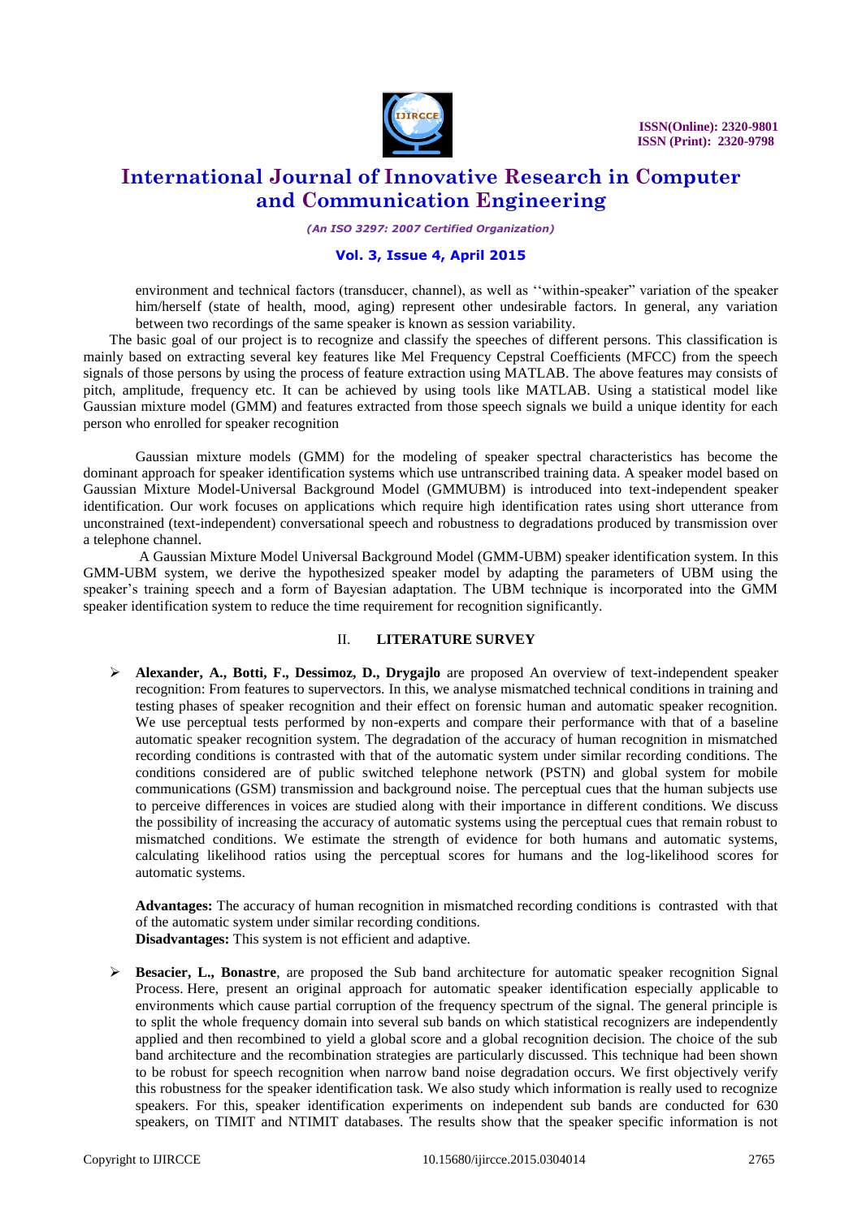environment and technical factors (transducer, channel), as well as ''within-speaker" variation of the speaker him/herself (state of health, mood, aging) represent other undesirable factors. In general, any variation between two recordings of the same speaker is known as session variability.

The basic goal of our project is to recognize and classify the speeches of different persons. This classification is mainly based on extracting several key features like Mel Frequency Cepstral Coefficients (MFCC) from the speech signals of those persons by using the process of feature extraction using MATLAB. The above features may consists of pitch, amplitude, frequency etc. It can be achieved by using tools like MATLAB. Using a statistical model like Gaussian mixture model (GMM) and features extracted from those speech signals we build a unique identity for each person who enrolled for speaker recognition

Gaussian mixture models (GMM) for the modeling of speaker spectral characteristics has become the dominant approach for speaker identification systems which use untranscribed training data. A speaker model based on Gaussian Mixture Model-Universal Background Model (GMMUBM) is introduced into text-independent speaker identification. Our work focuses on applications which require high identification rates using short utterance from unconstrained (text-independent) conversational speech and robustness to degradations produced by transmission over a telephone channel.

A Gaussian Mixture Model Universal Background Model (GMM-UBM) speaker identification system. In this GMM-UBM system, we derive the hypothesized speaker model by adapting the parameters of UBM using the speaker's training speech and a form of Bayesian adaptation. The UBM technique is incorporated into the GMM speaker identification system to reduce the time requirement for recognition significantly.

## II. LITERATURE SURVEY

- **Alexander, A., Botti, F., Dessimoz, D., Drygajlo** are proposed An overview of text-independent speaker recognition: From features to supervectors. In this, we analyse mismatched technical conditions in training and testing phases of speaker recognition and their effect on forensic human and automatic speaker recognition. We use perceptual tests performed by non-experts and compare their performance with that of a baseline automatic speaker recognition system. The degradation of the accuracy of human recognition in mismatched recording conditions is contrasted with that of the automatic system under similar recording conditions. The conditions considered are of public switched telephone network (PSTN) and global system for mobile communications (GSM) transmission and background noise. The perceptual cues that the human subjects use to perceive differences in voices are studied along with their importance in different conditions. We discuss the possibility of increasing the accuracy of automatic systems using the perceptual cues that remain robust to mismatched conditions. We estimate the strength of evidence for both humans and automatic systems, calculating likelihood ratios using the perceptual scores for humans and the log-likelihood scores for automatic systems.

  **Advantages:** The accuracy of human recognition in mismatched recording conditions is contrasted with that of the automatic system under similar recording conditions.
  **Disadvantages:** This system is not efficient and adaptive.

- **Besacier, L., Bonastre**, are proposed the Sub band architecture for automatic speaker recognition Signal Process. Here, present an original approach for automatic speaker identification especially applicable to environments which cause partial corruption of the frequency spectrum of the signal. The general principle is to split the whole frequency domain into several sub bands on which statistical recognizers are independently applied and then recombined to yield a global score and a global recognition decision. The choice of the sub band architecture and the recombination strategies are particularly discussed. This technique had been shown to be robust for speech recognition when narrow band noise degradation occurs. We first objectively verify this robustness for the speaker identification task. We also study which information is really used to recognize speakers. For this, speaker identification experiments on independent sub bands are conducted for 630 speakers, on TIMIT and NTIMIT databases. The results show that the speaker specific information is not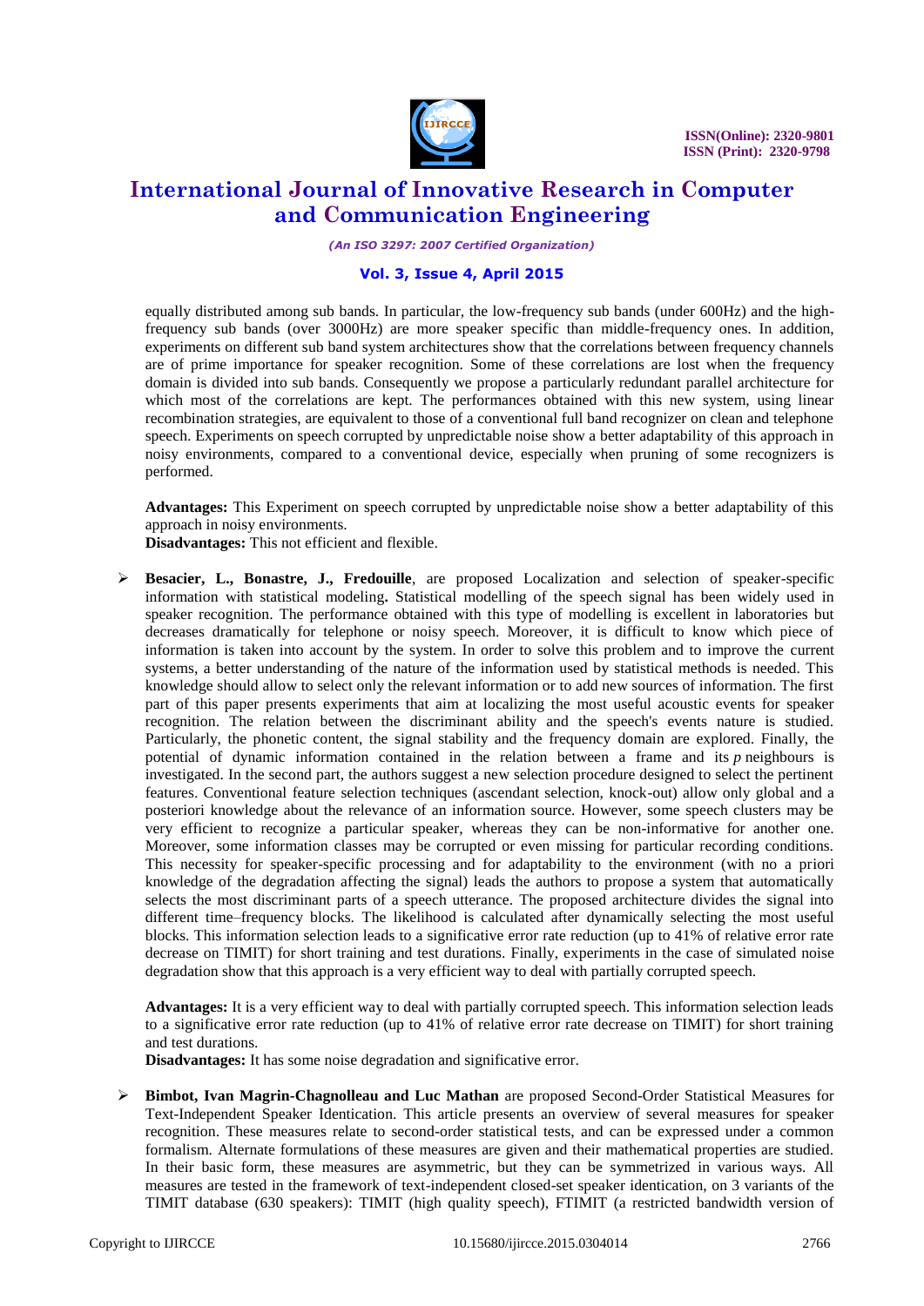equally distributed among sub bands. In particular, the low-frequency sub bands (under 600Hz) and the high-frequency sub bands (over 3000Hz) are more speaker specific than middle-frequency ones. In addition, experiments on different sub band system architectures show that the correlations between frequency channels are of prime importance for speaker recognition. Some of these correlations are lost when the frequency domain is divided into sub bands. Consequently we propose a particularly redundant parallel architecture for which most of the correlations are kept. The performances obtained with this new system, using linear recombination strategies, are equivalent to those of a conventional full band recognizer on clean and telephone speech. Experiments on speech corrupted by unpredictable noise show a better adaptability of this approach in noisy environments, compared to a conventional device, especially when pruning of some recognizers is performed.

**Advantages:** This Experiment on speech corrupted by unpredictable noise show a better adaptability of this approach in noisy environments.
**Disadvantages:** This not efficient and flexible.

- **Besacier, L., Bonastre, J., Fredouille**, are proposed Localization and selection of speaker-specific information with statistical modeling**.** Statistical modelling of the speech signal has been widely used in speaker recognition. The performance obtained with this type of modelling is excellent in laboratories but decreases dramatically for telephone or noisy speech. Moreover, it is difficult to know which piece of information is taken into account by the system. In order to solve this problem and to improve the current systems, a better understanding of the nature of the information used by statistical methods is needed. This knowledge should allow to select only the relevant information or to add new sources of information. The first part of this paper presents experiments that aim at localizing the most useful acoustic events for speaker recognition. The relation between the discriminant ability and the speech's events nature is studied. Particularly, the phonetic content, the signal stability and the frequency domain are explored. Finally, the potential of dynamic information contained in the relation between a frame and its $p$ neighbours is investigated. In the second part, the authors suggest a new selection procedure designed to select the pertinent features. Conventional feature selection techniques (ascendant selection, knock-out) allow only global and a posteriori knowledge about the relevance of an information source. However, some speech clusters may be very efficient to recognize a particular speaker, whereas they can be non-informative for another one. Moreover, some information classes may be corrupted or even missing for particular recording conditions. This necessity for speaker-specific processing and for adaptability to the environment (with no a priori knowledge of the degradation affecting the signal) leads the authors to propose a system that automatically selects the most discriminant parts of a speech utterance. The proposed architecture divides the signal into different time–frequency blocks. The likelihood is calculated after dynamically selecting the most useful blocks. This information selection leads to a significative error rate reduction (up to 41% of relative error rate decrease on TIMIT) for short training and test durations. Finally, experiments in the case of simulated noise degradation show that this approach is a very efficient way to deal with partially corrupted speech.

  **Advantages:** It is a very efficient way to deal with partially corrupted speech. This information selection leads to a significative error rate reduction (up to 41% of relative error rate decrease on TIMIT) for short training and test durations.
  **Disadvantages:** It has some noise degradation and significative error.

- **Bimbot, Ivan Magrin-Chagnolleau and Luc Mathan** are proposed Second-Order Statistical Measures for Text-Independent Speaker Identication. This article presents an overview of several measures for speaker recognition. These measures relate to second-order statistical tests, and can be expressed under a common formalism. Alternate formulations of these measures are given and their mathematical properties are studied. In their basic form, these measures are asymmetric, but they can be symmetrized in various ways. All measures are tested in the framework of text-independent closed-set speaker identication, on 3 variants of the TIMIT database (630 speakers): TIMIT (high quality speech), FTIMIT (a restricted bandwidth version of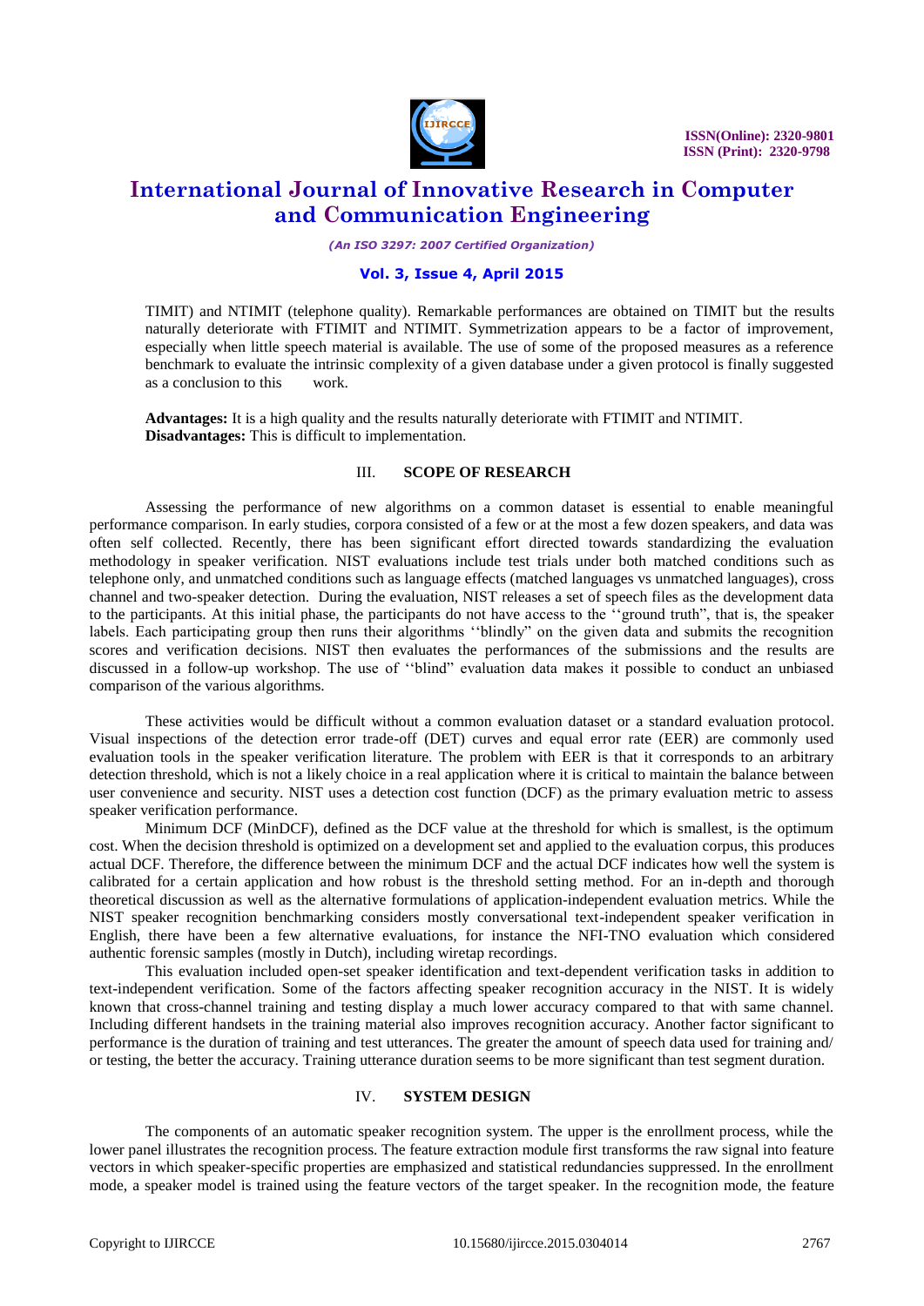TIMIT) and NTIMIT (telephone quality). Remarkable performances are obtained on TIMIT but the results naturally deteriorate with FTIMIT and NTIMIT. Symmetrization appears to be a factor of improvement, especially when little speech material is available. The use of some of the proposed measures as a reference benchmark to evaluate the intrinsic complexity of a given database under a given protocol is finally suggested as a conclusion to this work.

**Advantages:** It is a high quality and the results naturally deteriorate with FTIMIT and NTIMIT.
**Disadvantages:** This is difficult to implementation.

## III. SCOPE OF RESEARCH

Assessing the performance of new algorithms on a common dataset is essential to enable meaningful performance comparison. In early studies, corpora consisted of a few or at the most a few dozen speakers, and data was often self collected. Recently, there has been significant effort directed towards standardizing the evaluation methodology in speaker verification. NIST evaluations include test trials under both matched conditions such as telephone only, and unmatched conditions such as language effects (matched languages vs unmatched languages), cross channel and two-speaker detection. During the evaluation, NIST releases a set of speech files as the development data to the participants. At this initial phase, the participants do not have access to the ''ground truth", that is, the speaker labels. Each participating group then runs their algorithms ''blindly" on the given data and submits the recognition scores and verification decisions. NIST then evaluates the performances of the submissions and the results are discussed in a follow-up workshop. The use of ''blind" evaluation data makes it possible to conduct an unbiased comparison of the various algorithms.

These activities would be difficult without a common evaluation dataset or a standard evaluation protocol. Visual inspections of the detection error trade-off (DET) curves and equal error rate (EER) are commonly used evaluation tools in the speaker verification literature. The problem with EER is that it corresponds to an arbitrary detection threshold, which is not a likely choice in a real application where it is critical to maintain the balance between user convenience and security. NIST uses a detection cost function (DCF) as the primary evaluation metric to assess speaker verification performance.

Minimum DCF (MinDCF), defined as the DCF value at the threshold for which is smallest, is the optimum cost. When the decision threshold is optimized on a development set and applied to the evaluation corpus, this produces actual DCF. Therefore, the difference between the minimum DCF and the actual DCF indicates how well the system is calibrated for a certain application and how robust is the threshold setting method. For an in-depth and thorough theoretical discussion as well as the alternative formulations of application-independent evaluation metrics. While the NIST speaker recognition benchmarking considers mostly conversational text-independent speaker verification in English, there have been a few alternative evaluations, for instance the NFI-TNO evaluation which considered authentic forensic samples (mostly in Dutch), including wiretap recordings.

This evaluation included open-set speaker identification and text-dependent verification tasks in addition to text-independent verification. Some of the factors affecting speaker recognition accuracy in the NIST. It is widely known that cross-channel training and testing display a much lower accuracy compared to that with same channel. Including different handsets in the training material also improves recognition accuracy. Another factor significant to performance is the duration of training and test utterances. The greater the amount of speech data used for training and/ or testing, the better the accuracy. Training utterance duration seems to be more significant than test segment duration.

## IV. SYSTEM DESIGN

The components of an automatic speaker recognition system. The upper is the enrollment process, while the lower panel illustrates the recognition process. The feature extraction module first transforms the raw signal into feature vectors in which speaker-specific properties are emphasized and statistical redundancies suppressed. In the enrollment mode, a speaker model is trained using the feature vectors of the target speaker. In the recognition mode, the feature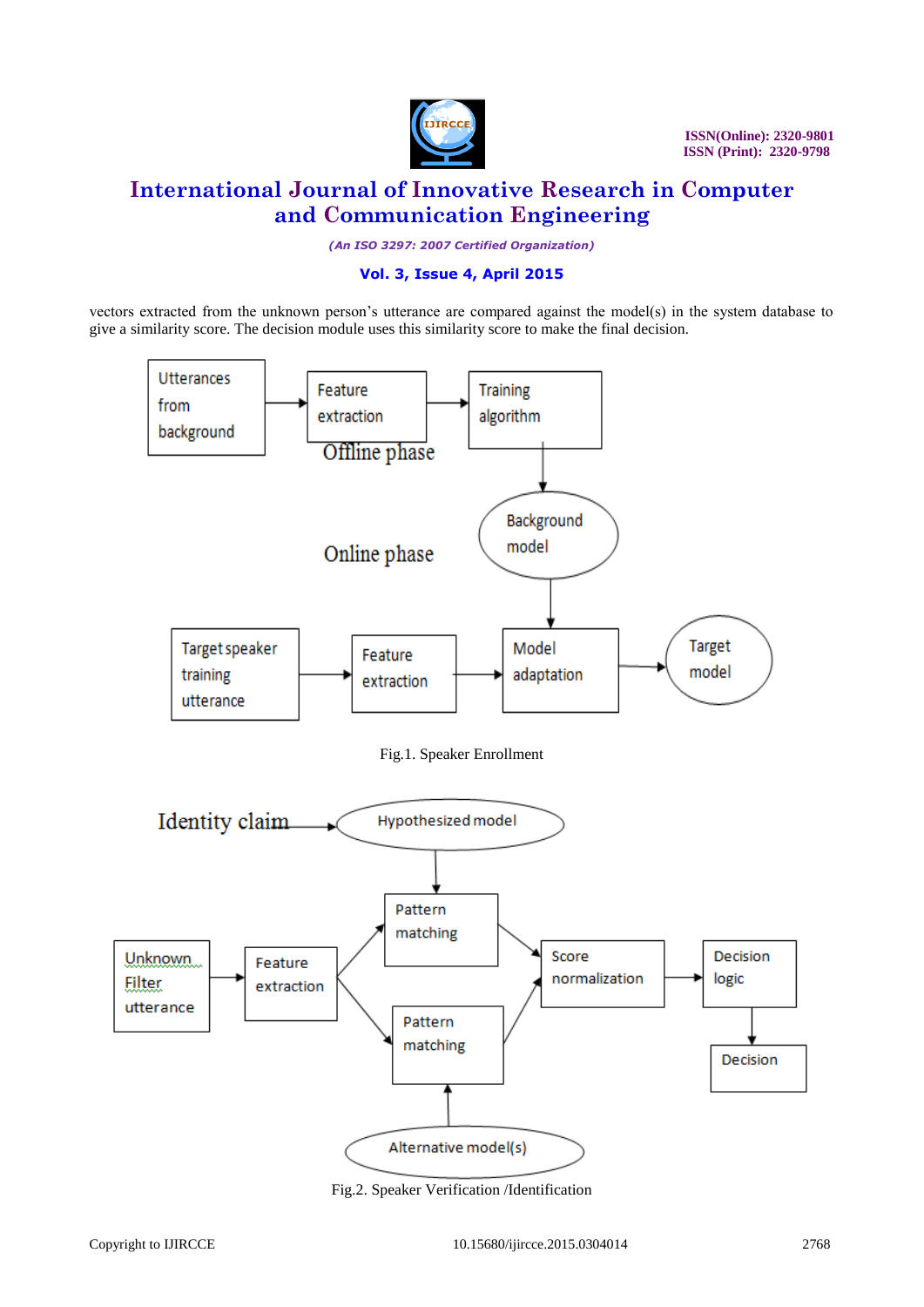vectors extracted from the unknown person's utterance are compared against the model(s) in the system database to give a similarity score. The decision module uses this similarity score to make the final decision.

Fig.1. Speaker Enrollment

Fig.2. Speaker Verification /Identification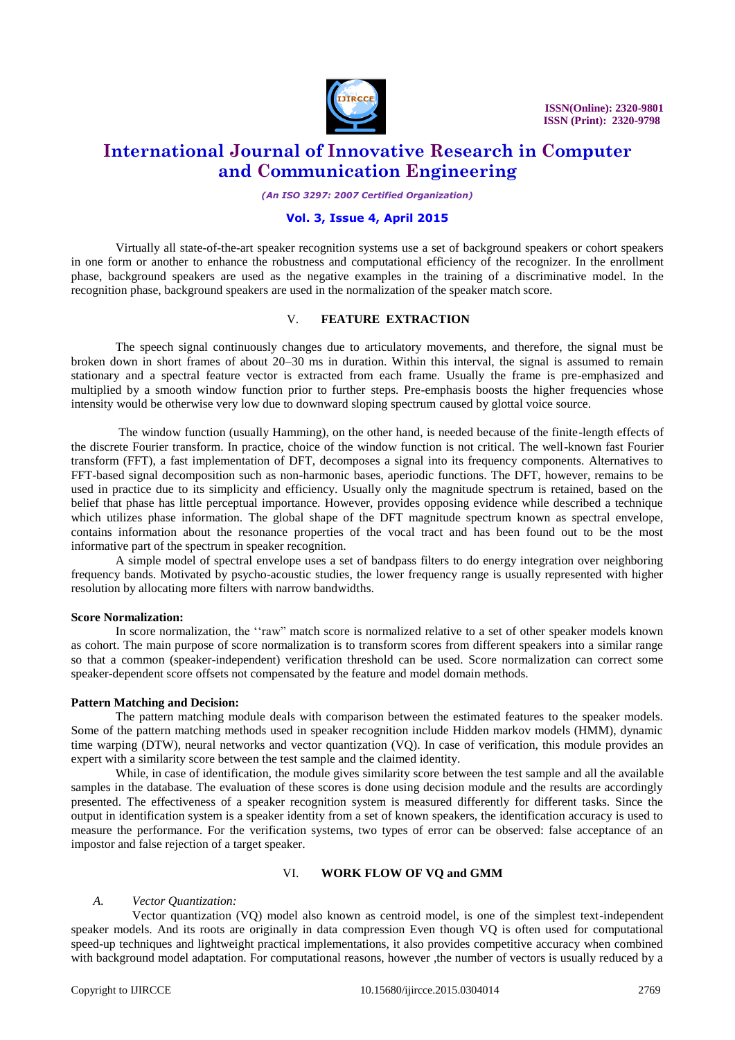Virtually all state-of-the-art speaker recognition systems use a set of background speakers or cohort speakers in one form or another to enhance the robustness and computational efficiency of the recognizer. In the enrollment phase, background speakers are used as the negative examples in the training of a discriminative model. In the recognition phase, background speakers are used in the normalization of the speaker match score.

## V. FEATURE EXTRACTION

The speech signal continuously changes due to articulatory movements, and therefore, the signal must be broken down in short frames of about 20–30 ms in duration. Within this interval, the signal is assumed to remain stationary and a spectral feature vector is extracted from each frame. Usually the frame is pre-emphasized and multiplied by a smooth window function prior to further steps. Pre-emphasis boosts the higher frequencies whose intensity would be otherwise very low due to downward sloping spectrum caused by glottal voice source.

The window function (usually Hamming), on the other hand, is needed because of the finite-length effects of the discrete Fourier transform. In practice, choice of the window function is not critical. The well-known fast Fourier transform (FFT), a fast implementation of DFT, decomposes a signal into its frequency components. Alternatives to FFT-based signal decomposition such as non-harmonic bases, aperiodic functions. The DFT, however, remains to be used in practice due to its simplicity and efficiency. Usually only the magnitude spectrum is retained, based on the belief that phase has little perceptual importance. However, provides opposing evidence while described a technique which utilizes phase information. The global shape of the DFT magnitude spectrum known as spectral envelope, contains information about the resonance properties of the vocal tract and has been found out to be the most informative part of the spectrum in speaker recognition.

A simple model of spectral envelope uses a set of bandpass filters to do energy integration over neighboring frequency bands. Motivated by psycho-acoustic studies, the lower frequency range is usually represented with higher resolution by allocating more filters with narrow bandwidths.

**Score Normalization:**

In score normalization, the ‘‘raw” match score is normalized relative to a set of other speaker models known as cohort. The main purpose of score normalization is to transform scores from different speakers into a similar range so that a common (speaker-independent) verification threshold can be used. Score normalization can correct some speaker-dependent score offsets not compensated by the feature and model domain methods.

**Pattern Matching and Decision:**

The pattern matching module deals with comparison between the estimated features to the speaker models. Some of the pattern matching methods used in speaker recognition include Hidden markov models (HMM), dynamic time warping (DTW), neural networks and vector quantization (VQ). In case of verification, this module provides an expert with a similarity score between the test sample and the claimed identity.

While, in case of identification, the module gives similarity score between the test sample and all the available samples in the database. The evaluation of these scores is done using decision module and the results are accordingly presented. The effectiveness of a speaker recognition system is measured differently for different tasks. Since the output in identification system is a speaker identity from a set of known speakers, the identification accuracy is used to measure the performance. For the verification systems, two types of error can be observed: false acceptance of an impostor and false rejection of a target speaker.

## VI. WORK FLOW OF VQ and GMM

### *A. Vector Quantization:*

Vector quantization (VQ) model also known as centroid model, is one of the simplest text-independent speaker models. And its roots are originally in data compression Even though VQ is often used for computational speed-up techniques and lightweight practical implementations, it also provides competitive accuracy when combined with background model adaptation. For computational reasons, however ,the number of vectors is usually reduced by a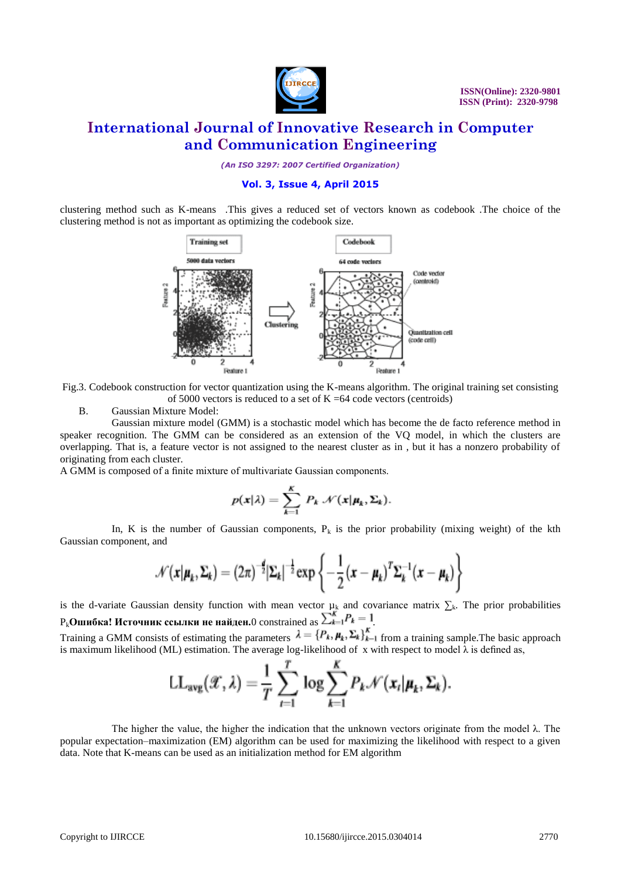clustering method such as K-means .This gives a reduced set of vectors known as codebook .The choice of the clustering method is not as important as optimizing the codebook size.

Fig.3. Codebook construction for vector quantization using the K-means algorithm. The original training set consisting of 5000 vectors is reduced to a set of K =64 code vectors (centroids)

B. Gaussian Mixture Model:

Gaussian mixture model (GMM) is a stochastic model which has become the de facto reference method in speaker recognition. The GMM can be considered as an extension of the VQ model, in which the clusters are overlapping. That is, a feature vector is not assigned to the nearest cluster as in , but it has a nonzero probability of originating from each cluster.

A GMM is composed of a finite mixture of multivariate Gaussian components.

$$p(\boldsymbol{x}|\lambda) = \sum_{k=1}^{K} P_k \, \mathcal{N}(\boldsymbol{x}|\boldsymbol{\mu}_k, \boldsymbol{\Sigma}_k).$$

In, K is the number of Gaussian components, $P_k$ is the prior probability (mixing weight) of the kth Gaussian component, and

$$\mathcal{N}(\boldsymbol{x}|\boldsymbol{\mu}_k, \boldsymbol{\Sigma}_k) = (2\pi)^{-\frac{d}{2}} |\boldsymbol{\Sigma}_k|^{-\frac{1}{2}} \exp\left\{ -\frac{1}{2}(\boldsymbol{x}-\boldsymbol{\mu}_k)^T \boldsymbol{\Sigma}_k^{-1} (\boldsymbol{x}-\boldsymbol{\mu}_k) \right\}$$

is the d-variate Gaussian density function with mean vector $\mu_k$ and covariance matrix $\sum_k$. The prior probabilities $P_k$**Ошибка! Источник ссылки не найден.**0 constrained as $\sum_{k=1}^{K} P_k = 1$.

Training a GMM consists of estimating the parameters $\lambda = \{P_k, \boldsymbol{\mu}_k, \boldsymbol{\Sigma}_k\}_{k=1}^{K}$ from a training sample.The basic approach is maximum likelihood (ML) estimation. The average log-likelihood of x with respect to model λ is defined as,

$$\mathrm{LL}_{\mathrm{avg}}(\mathcal{X}, \lambda) = \frac{1}{T} \sum_{t=1}^{T} \log \sum_{k=1}^{K} P_k \mathcal{N}(\boldsymbol{x}_t|\boldsymbol{\mu}_k, \boldsymbol{\Sigma}_k).$$

The higher the value, the higher the indication that the unknown vectors originate from the model λ. The popular expectation–maximization (EM) algorithm can be used for maximizing the likelihood with respect to a given data. Note that K-means can be used as an initialization method for EM algorithm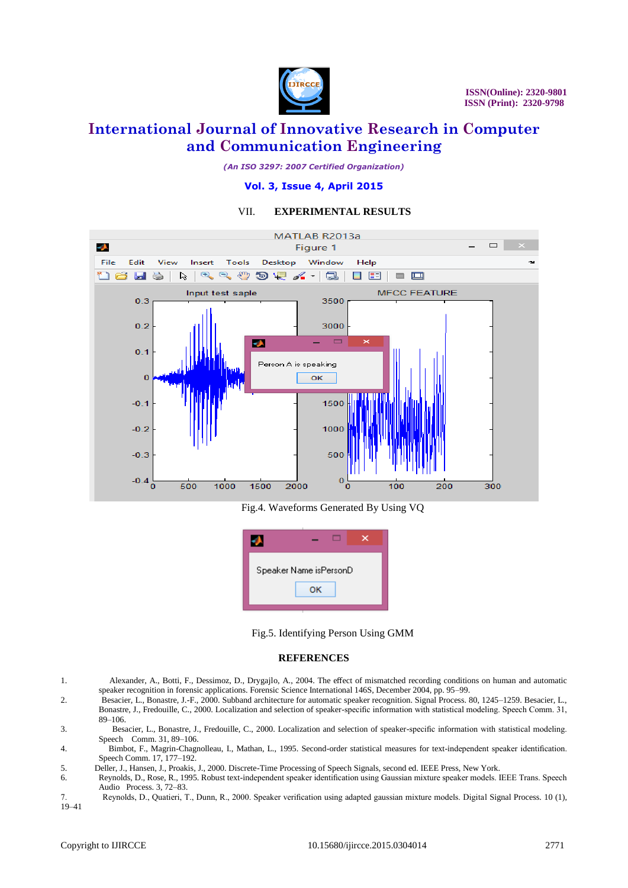## VII. EXPERIMENTAL RESULTS

Fig.4. Waveforms Generated By Using VQ

Fig.5. Identifying Person Using GMM

## REFERENCES

1. Alexander, A., Botti, F., Dessimoz, D., Drygajlo, A., 2004. The effect of mismatched recording conditions on human and automatic speaker recognition in forensic applications. Forensic Science International 146S, December 2004, pp. 95–99.
2. Besacier, L., Bonastre, J.-F., 2000. Subband architecture for automatic speaker recognition. Signal Process. 80, 1245–1259. Besacier, L., Bonastre, J., Fredouille, C., 2000. Localization and selection of speaker-specific information with statistical modeling. Speech Comm. 31, 89–106.
3. Besacier, L., Bonastre, J., Fredouille, C., 2000. Localization and selection of speaker-specific information with statistical modeling. Speech Comm. 31, 89–106.
4. Bimbot, F., Magrin-Chagnolleau, I., Mathan, L., 1995. Second-order statistical measures for text-independent speaker identification. Speech Comm. 17, 177–192.
5. Deller, J., Hansen, J., Proakis, J., 2000. Discrete-Time Processing of Speech Signals, second ed. IEEE Press, New York.
6. Reynolds, D., Rose, R., 1995. Robust text-independent speaker identification using Gaussian mixture speaker models. IEEE Trans. Speech Audio Process. 3, 72–83.
7. Reynolds, D., Quatieri, T., Dunn, R., 2000. Speaker verification using adapted gaussian mixture models. Digital Signal Process. 10 (1), 19–41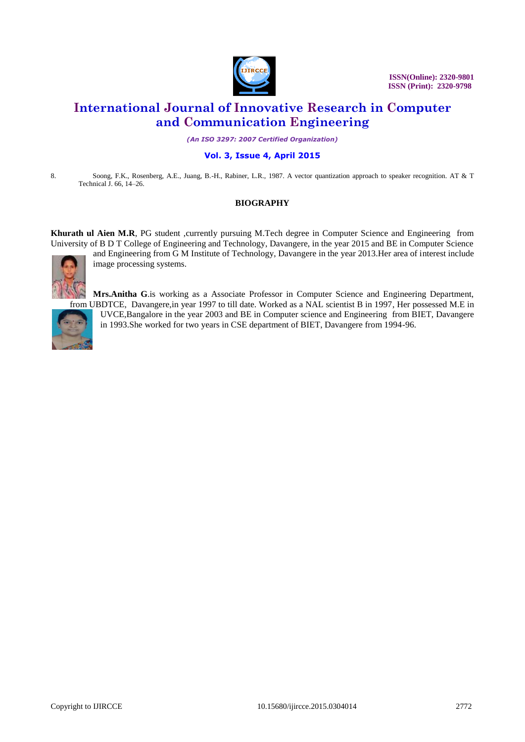8. Soong, F.K., Rosenberg, A.E., Juang, B.-H., Rabiner, L.R., 1987. A vector quantization approach to speaker recognition. AT & T Technical J. 66, 14–26.

## BIOGRAPHY

**Khurath ul Aien M.R**, PG student ,currently pursuing M.Tech degree in Computer Science and Engineering from University of B D T College of Engineering and Technology, Davangere, in the year 2015 and BE in Computer Science and Engineering from G M Institute of Technology, Davangere in the year 2013.Her area of interest include image processing systems.

**Mrs.Anitha G**.is working as a Associate Professor in Computer Science and Engineering Department, from UBDTCE, Davangere,in year 1997 to till date. Worked as a NAL scientist B in 1997, Her possessed M.E in UVCE,Bangalore in the year 2003 and BE in Computer science and Engineering from BIET, Davangere in 1993.She worked for two years in CSE department of BIET, Davangere from 1994-96.